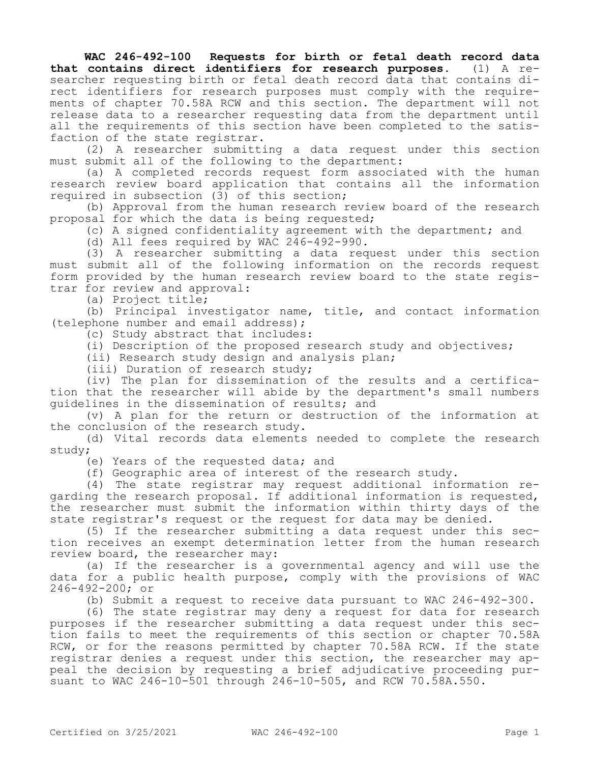**WAC 246-492-100 Requests for birth or fetal death record data that contains direct identifiers for research purposes.** (1) A researcher requesting birth or fetal death record data that contains direct identifiers for research purposes must comply with the requirements of chapter 70.58A RCW and this section. The department will not release data to a researcher requesting data from the department until all the requirements of this section have been completed to the satisfaction of the state registrar.

(2) A researcher submitting a data request under this section must submit all of the following to the department:

(a) A completed records request form associated with the human research review board application that contains all the information required in subsection (3) of this section;

(b) Approval from the human research review board of the research proposal for which the data is being requested;

(c) A signed confidentiality agreement with the department; and

(d) All fees required by WAC 246-492-990.

(3) A researcher submitting a data request under this section must submit all of the following information on the records request form provided by the human research review board to the state registrar for review and approval:

(a) Project title;

(b) Principal investigator name, title, and contact information (telephone number and email address);

(c) Study abstract that includes:

(i) Description of the proposed research study and objectives;

(ii) Research study design and analysis plan;

(iii) Duration of research study;

(iv) The plan for dissemination of the results and a certification that the researcher will abide by the department's small numbers guidelines in the dissemination of results; and

(v) A plan for the return or destruction of the information at the conclusion of the research study.

(d) Vital records data elements needed to complete the research study;

(e) Years of the requested data; and

(f) Geographic area of interest of the research study.

(4) The state registrar may request additional information regarding the research proposal. If additional information is requested, the researcher must submit the information within thirty days of the state registrar's request or the request for data may be denied.

(5) If the researcher submitting a data request under this section receives an exempt determination letter from the human research review board, the researcher may:

(a) If the researcher is a governmental agency and will use the data for a public health purpose, comply with the provisions of WAC 246-492-200; or

(b) Submit a request to receive data pursuant to WAC 246-492-300.

(6) The state registrar may deny a request for data for research purposes if the researcher submitting a data request under this section fails to meet the requirements of this section or chapter 70.58A RCW, or for the reasons permitted by chapter 70.58A RCW. If the state registrar denies a request under this section, the researcher may appeal the decision by requesting a brief adjudicative proceeding pursuant to WAC 246-10-501 through 246-10-505, and RCW 70.58A.550.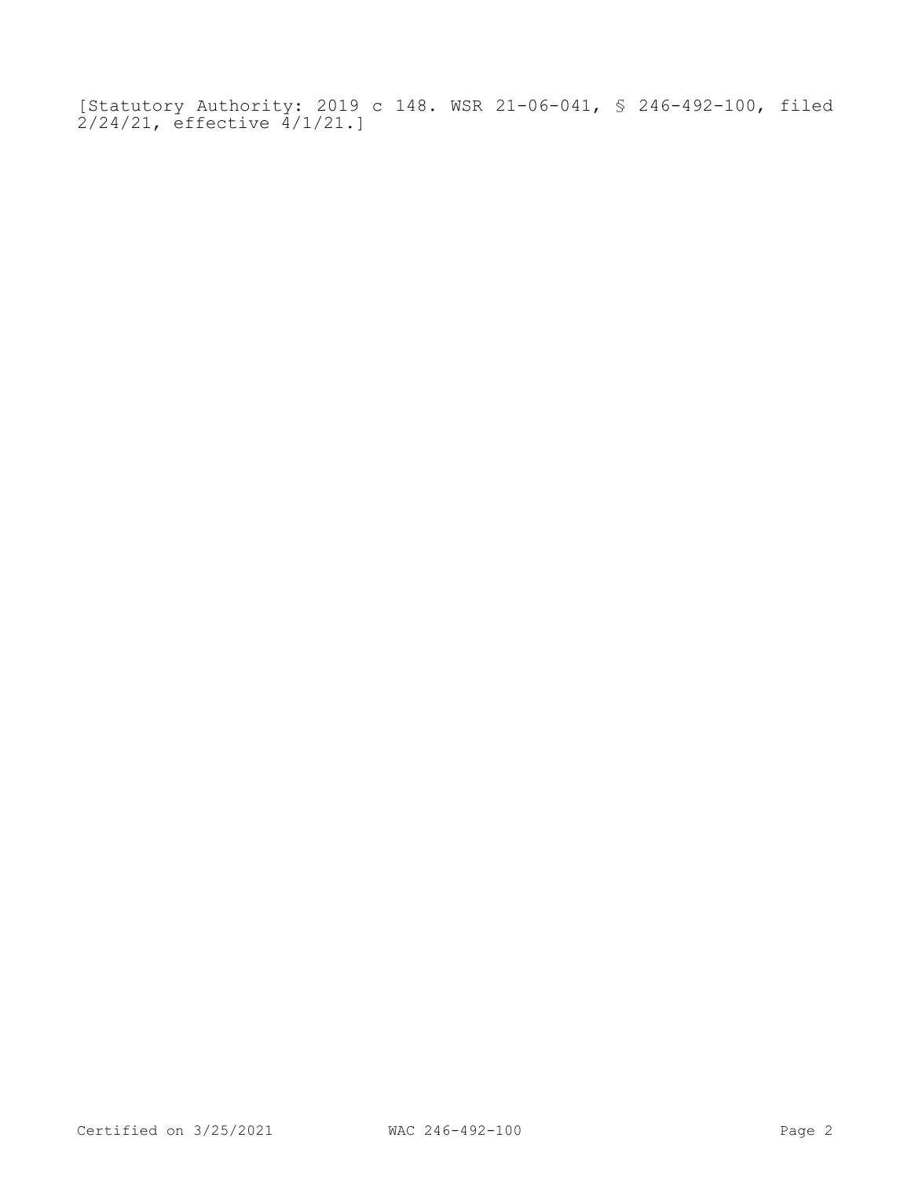[Statutory Authority: 2019 c 148. WSR 21-06-041, § 246-492-100, filed 2/24/21, effective 4/1/21.]